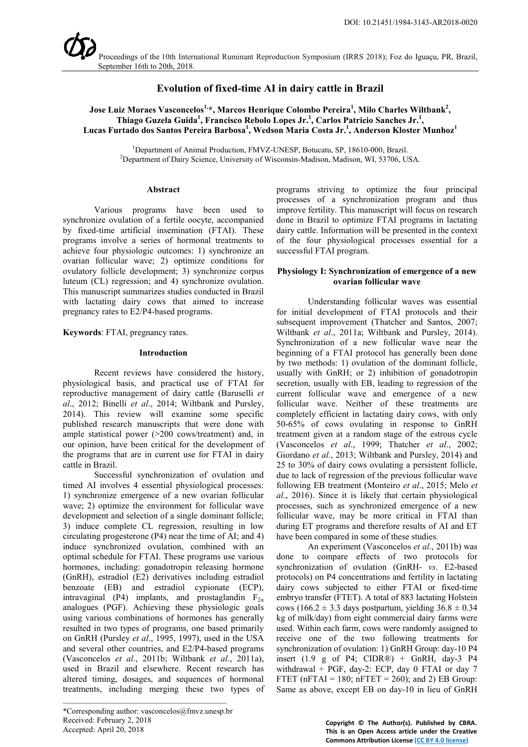DOI: 10.21451/1984-3143-AR2018-0020

Proceedings of the 10th International Ruminant Reproduction Symposium (IRRS 2018); Foz do Iguaçu, PR, Brazil, September 16th to 20th, 2018.

# Evolution of fixed-time AI in dairy cattle in Brazil

**Jose Luiz Moraes Vasconcelos[1,]*, Marcos Henrique Colombo Pereira[1], Milo Charles Wiltbank[2], Thiago Guzela Guida[1], Francisco Rebolo Lopes Jr.[1], Carlos Patricio Sanches Jr.[1], Lucas Furtado dos Santos Pereira Barbosa[1], Wedson Maria Costa Jr.[1], Anderson Kloster Munhoz[1]**

[1]Department of Animal Production, FMVZ-UNESP, Botucatu, SP, 18610-000, Brazil.
[2]Department of Dairy Science, University of Wisconsin-Madison, Madison, WI, 53706, USA.

## Abstract

Various programs have been used to synchronize ovulation of a fertile oocyte, accompanied by fixed-time artificial insemination (FTAI). These programs involve a series of hormonal treatments to achieve four physiologic outcomes: 1) synchronize an ovarian follicular wave; 2) optimize conditions for ovulatory follicle development; 3) synchronize corpus luteum (CL) regression; and 4) synchronize ovulation. This manuscript summarizes studies conducted in Brazil with lactating dairy cows that aimed to increase pregnancy rates to E2/P4-based programs.

**Keywords**: FTAI, pregnancy rates.

## Introduction

Recent reviews have considered the history, physiological basis, and practical use of FTAI for reproductive management of dairy cattle (Baruselli *et al*., 2012; Binelli *et al*., 2014; Wiltbank and Pursley, 2014). This review will examine some specific published research manuscripts that were done with ample statistical power (>200 cows/treatment) and, in our opinion, have been critical for the development of the programs that are in current use for FTAI in dairy cattle in Brazil.

Successful synchronization of ovulation and timed AI involves 4 essential physiological processes: 1) synchronize emergence of a new ovarian follicular wave; 2) optimize the environment for follicular wave development and selection of a single dominant follicle; 3) induce complete CL regression, resulting in low circulating progesterone (P4) near the time of AI; and 4) induce synchronized ovulation, combined with an optimal schedule for FTAI. These programs use various hormones, including: gonadotropin releasing hormone (GnRH), estradiol (E2) derivatives including estradiol benzoate (EB) and estradiol cypionate (ECP), intravaginal (P4) implants, and prostaglandin $F_{2\alpha}$ analogues (PGF). Achieving these physiologic goals using various combinations of hormones has generally resulted in two types of programs, one based primarily on GnRH (Pursley *et al*., 1995, 1997), used in the USA and several other countries, and E2/P4-based programs (Vasconcelos *et al*., 2011b; Wiltbank *et al*., 2011a), used in Brazil and elsewhere. Recent research has altered timing, dosages, and sequences of hormonal treatments, including merging these two types of programs striving to optimize the four principal processes of a synchronization program and thus improve fertility. This manuscript will focus on research done in Brazil to optimize FTAI programs in lactating dairy cattle. Information will be presented in the context of the four physiological processes essential for a successful FTAI program.

## Physiology I: Synchronization of emergence of a new ovarian follicular wave

Understanding follicular waves was essential for initial development of FTAI protocols and their subsequent improvement (Thatcher and Santos, 2007; Wiltbank *et al*., 2011a; Wiltbank and Pursley, 2014). Synchronization of a new follicular wave near the beginning of a FTAI protocol has generally been done by two methods: 1) ovulation of the dominant follicle, usually with GnRH; or 2) inhibition of gonadotropin secretion, usually with EB, leading to regression of the current follicular wave and emergence of a new follicular wave. Neither of these treatments are completely efficient in lactating dairy cows, with only 50-65% of cows ovulating in response to GnRH treatment given at a random stage of the estrous cycle (Vasconcelos *et al*., 1999; Thatcher *et al*., 2002; Giordano *et al*., 2013; Wiltbank and Pursley, 2014) and 25 to 30% of dairy cows ovulating a persistent follicle, due to lack of regression of the previous follicular wave following EB treatment (Monteiro *et al*., 2015; Melo *et al*., 2016). Since it is likely that certain physiological processes, such as synchronized emergence of a new follicular wave, may be more critical in FTAI than during ET programs and therefore results of AI and ET have been compared in some of these studies.

An experiment (Vasconcelos *et al*., 2011b) was done to compare effects of two protocols for synchronization of ovulation (GnRH- *vs*. E2-based protocols) on P4 concentrations and fertility in lactating dairy cows subjected to either FTAI or fixed-time embryo transfer (FTET). A total of 883 lactating Holstein cows (166.2 ± 3.3 days postpartum, yielding 36.8 ± 0.34 kg of milk/day) from eight commercial dairy farms were used. Within each farm, cows were randomly assigned to receive one of the two following treatments for synchronization of ovulation: 1) GnRH Group: day-10 P4 insert (1.9 g of P4; CIDR®) + GnRH, day-3 P4 withdrawal + PGF, day-2: ECP, day 0 FTAI or day 7 FTET (nFTAI = 180; nFTET = 260); and 2) EB Group: Same as above, except EB on day-10 in lieu of GnRH

*Corresponding author: vasconcelos@fmvz.unesp.br
Received: February 2, 2018
Accepted: April 20, 2018

Copyright © The Author(s). Published by CBRA. This is an Open Access article under the Creative Commons Attribution License (CC BY 4.0 license)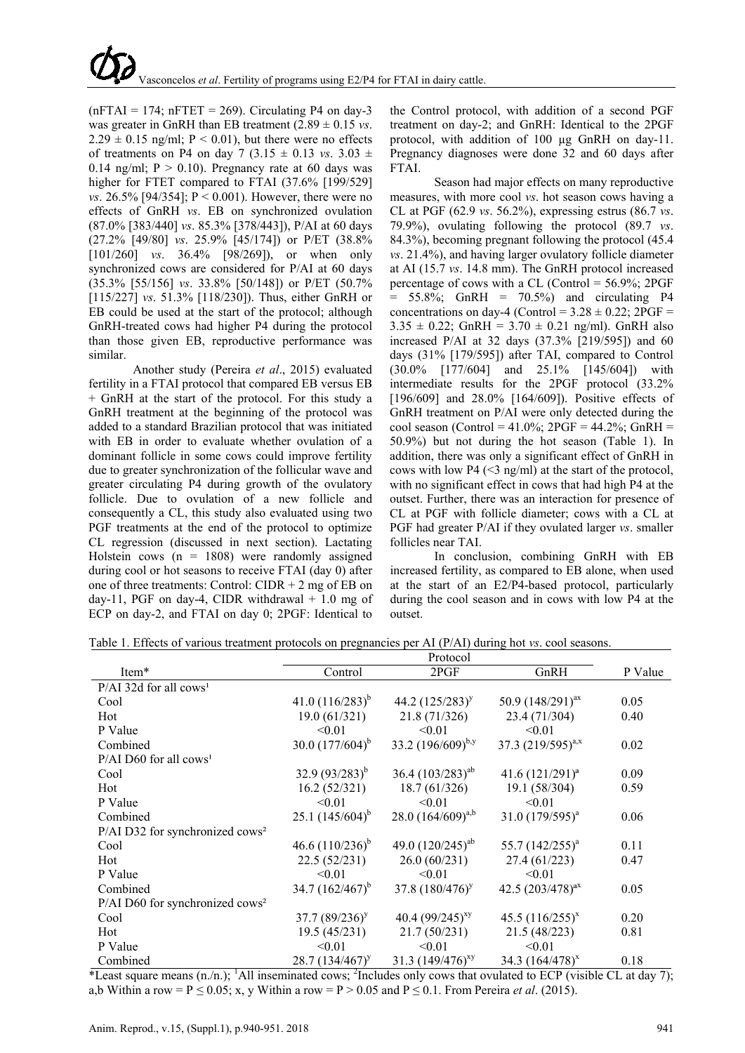(nFTAI = 174; nFTET = 269). Circulating P4 on day-3 was greater in GnRH than EB treatment (2.89 ± 0.15 *vs*. 2.29 ± 0.15 ng/ml; $P < 0.01$), but there were no effects of treatments on P4 on day 7 (3.15 ± 0.13 *vs*. 3.03 ± 0.14 ng/ml; $P > 0.10$). Pregnancy rate at 60 days was higher for FTET compared to FTAI (37.6% [199/529] *vs*. 26.5% [94/354]; $P < 0.001$). However, there were no effects of GnRH *vs*. EB on synchronized ovulation (87.0% [383/440] *vs*. 85.3% [378/443]), P/AI at 60 days (27.2% [49/80] *vs*. 25.9% [45/174]) or P/ET (38.8% [101/260] *vs*. 36.4% [98/269]), or when only synchronized cows are considered for P/AI at 60 days (35.3% [55/156] *vs*. 33.8% [50/148]) or P/ET (50.7% [115/227] *vs*. 51.3% [118/230]). Thus, either GnRH or EB could be used at the start of the protocol; although GnRH-treated cows had higher P4 during the protocol than those given EB, reproductive performance was similar.

Another study (Pereira *et al*., 2015) evaluated fertility in a FTAI protocol that compared EB versus EB + GnRH at the start of the protocol. For this study a GnRH treatment at the beginning of the protocol was added to a standard Brazilian protocol that was initiated with EB in order to evaluate whether ovulation of a dominant follicle in some cows could improve fertility due to greater synchronization of the follicular wave and greater circulating P4 during growth of the ovulatory follicle. Due to ovulation of a new follicle and consequently a CL, this study also evaluated using two PGF treatments at the end of the protocol to optimize CL regression (discussed in next section). Lactating Holstein cows (n = 1808) were randomly assigned during cool or hot seasons to receive FTAI (day 0) after one of three treatments: Control: CIDR + 2 mg of EB on day-11, PGF on day-4, CIDR withdrawal + 1.0 mg of ECP on day-2, and FTAI on day 0; 2PGF: Identical to the Control protocol, with addition of a second PGF treatment on day-2; and GnRH: Identical to the 2PGF protocol, with addition of 100 µg GnRH on day-11. Pregnancy diagnoses were done 32 and 60 days after FTAI.

Season had major effects on many reproductive measures, with more cool *vs*. hot season cows having a CL at PGF (62.9 *vs*. 56.2%), expressing estrus (86.7 *vs*. 79.9%), ovulating following the protocol (89.7 *vs*. 84.3%), becoming pregnant following the protocol (45.4 *vs*. 21.4%), and having larger ovulatory follicle diameter at AI (15.7 *vs*. 14.8 mm). The GnRH protocol increased percentage of cows with a CL (Control = 56.9%; 2PGF = 55.8%; GnRH = 70.5%) and circulating P4 concentrations on day-4 (Control = 3.28 ± 0.22; 2PGF = 3.35 ± 0.22; GnRH = 3.70 ± 0.21 ng/ml). GnRH also increased P/AI at 32 days (37.3% [219/595]) and 60 days (31% [179/595]) after TAI, compared to Control (30.0% [177/604] and 25.1% [145/604]) with intermediate results for the 2PGF protocol (33.2% [196/609] and 28.0% [164/609]). Positive effects of GnRH treatment on P/AI were only detected during the cool season (Control = 41.0%; 2PGF = 44.2%; GnRH = 50.9%) but not during the hot season (Table 1). In addition, there was only a significant effect of GnRH in cows with low P4 (<3 ng/ml) at the start of the protocol, with no significant effect in cows that had high P4 at the outset. Further, there was an interaction for presence of CL at PGF with follicle diameter; cows with a CL at PGF had greater P/AI if they ovulated larger *vs*. smaller follicles near TAI.

In conclusion, combining GnRH with EB increased fertility, as compared to EB alone, when used at the start of an E2/P4-based protocol, particularly during the cool season and in cows with low P4 at the outset.

Table 1. Effects of various treatment protocols on pregnancies per AI (P/AI) during hot *vs*. cool seasons.

| Item* | Protocol | | | P Value |
|---|---|---|---|---|
| | Control | 2PGF | GnRH | |
| P/AI 32d for all cows[1] | | | | |
| Cool | 41.0 (116/283)[b] | 44.2 (125/283)[y] | 50.9 (148/291)[ax] | 0.05 |
| Hot | 19.0 (61/321) | 21.8 (71/326) | 23.4 (71/304) | 0.40 |
| P Value | <0.01 | <0.01 | <0.01 | |
| Combined | 30.0 (177/604)[b] | 33.2 (196/609)[b,y] | 37.3 (219/595)[a,x] | 0.02 |
| P/AI D60 for all cows[1] | | | | |
| Cool | 32.9 (93/283)[b] | 36.4 (103/283)[ab] | 41.6 (121/291)[a] | 0.09 |
| Hot | 16.2 (52/321) | 18.7 (61/326) | 19.1 (58/304) | 0.59 |
| P Value | <0.01 | <0.01 | <0.01 | |
| Combined | 25.1 (145/604)[b] | 28.0 (164/609)[a,b] | 31.0 (179/595)[a] | 0.06 |
| P/AI D32 for synchronized cows[2] | | | | |
| Cool | 46.6 (110/236)[b] | 49.0 (120/245)[ab] | 55.7 (142/255)[a] | 0.11 |
| Hot | 22.5 (52/231) | 26.0 (60/231) | 27.4 (61/223) | 0.47 |
| P Value | <0.01 | <0.01 | <0.01 | |
| Combined | 34.7 (162/467)[b] | 37.8 (180/476)[y] | 42.5 (203/478)[ax] | 0.05 |
| P/AI D60 for synchronized cows[2] | | | | |
| Cool | 37.7 (89/236)[y] | 40.4 (99/245)[xy] | 45.5 (116/255)[x] | 0.20 |
| Hot | 19.5 (45/231) | 21.7 (50/231) | 21.5 (48/223) | 0.81 |
| P Value | <0.01 | <0.01 | <0.01 | |
| Combined | 28.7 (134/467)[y] | 31.3 (149/476)[xy] | 34.3 (164/478)[x] | 0.18 |

*Least square means (n./n.); [1]All inseminated cows; [2]Includes only cows that ovulated to ECP (visible CL at day 7); a,b Within a row = $P \leq 0.05$; x, y Within a row = $P > 0.05$ and $P \leq 0.1$. From Pereira *et al*. (2015).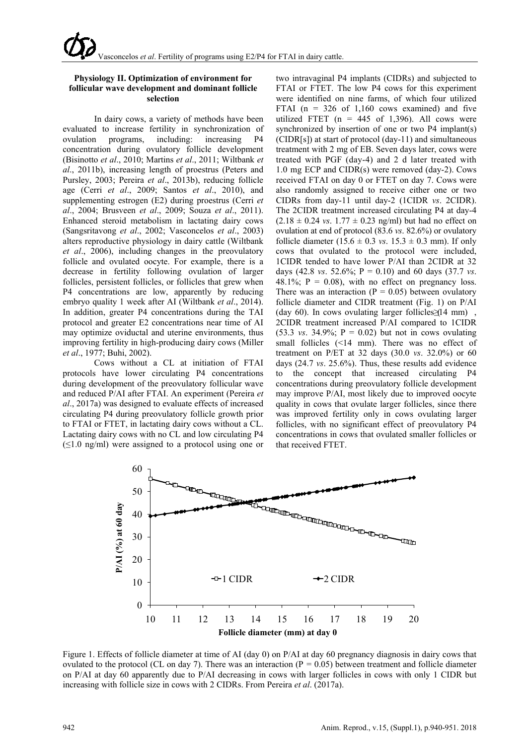### Physiology II. Optimization of environment for follicular wave development and dominant follicle selection

In dairy cows, a variety of methods have been evaluated to increase fertility in synchronization of ovulation programs, including: increasing P4 concentration during ovulatory follicle development (Bisinotto *et al*., 2010; Martins *et al*., 2011; Wiltbank *et al*., 2011b), increasing length of proestrus (Peters and Pursley, 2003; Pereira *et al*., 2013b), reducing follicle age (Cerri *et al*., 2009; Santos *et al*., 2010), and supplementing estrogen (E2) during proestrus (Cerri *et al*., 2004; Brusveen *et al*., 2009; Souza *et al*., 2011). Enhanced steroid metabolism in lactating dairy cows (Sangsritavong *et al*., 2002; Vasconcelos *et al*., 2003) alters reproductive physiology in dairy cattle (Wiltbank *et al*., 2006), including changes in the preovulatory follicle and ovulated oocyte. For example, there is a decrease in fertility following ovulation of larger follicles, persistent follicles, or follicles that grew when P4 concentrations are low, apparently by reducing embryo quality 1 week after AI (Wiltbank *et al*., 2014). In addition, greater P4 concentrations during the TAI protocol and greater E2 concentrations near time of AI may optimize oviductal and uterine environments, thus improving fertility in high-producing dairy cows (Miller *et al*., 1977; Buhi, 2002).

Cows without a CL at initiation of FTAI protocols have lower circulating P4 concentrations during development of the preovulatory follicular wave and reduced P/AI after FTAI. An experiment (Pereira *et al*., 2017a) was designed to evaluate effects of increased circulating P4 during preovulatory follicle growth prior to FTAI or FTET, in lactating dairy cows without a CL. Lactating dairy cows with no CL and low circulating P4 (≤1.0 ng/ml) were assigned to a protocol using one or two intravaginal P4 implants (CIDRs) and subjected to FTAI or FTET. The low P4 cows for this experiment were identified on nine farms, of which four utilized FTAI (n = 326 of 1,160 cows examined) and five utilized FTET (n = 445 of 1,396). All cows were synchronized by insertion of one or two P4 implant(s) (CIDR[s]) at start of protocol (day-11) and simultaneous treatment with 2 mg of EB. Seven days later, cows were treated with PGF (day-4) and 2 d later treated with 1.0 mg ECP and CIDR(s) were removed (day-2). Cows received FTAI on day 0 or FTET on day 7. Cows were also randomly assigned to receive either one or two CIDRs from day-11 until day-2 (1CIDR *vs*. 2CIDR). The 2CIDR treatment increased circulating P4 at day-4 (2.18 ± 0.24 *vs*. 1.77 ± 0.23 ng/ml) but had no effect on ovulation at end of protocol (83.6 *vs*. 82.6%) or ovulatory follicle diameter (15.6 ± 0.3 *vs*. 15.3 ± 0.3 mm). If only cows that ovulated to the protocol were included, 1CIDR tended to have lower P/AI than 2CIDR at 32 days (42.8 *vs*. 52.6%; P = 0.10) and 60 days (37.7 *vs*. 48.1%; P = 0.08), with no effect on pregnancy loss. There was an interaction (P = 0.05) between ovulatory follicle diameter and CIDR treatment (Fig. 1) on P/AI (day 60). In cows ovulating larger follicles (≥14 mm), 2CIDR treatment increased P/AI compared to 1CIDR (53.3 *vs*. 34.9%; P = 0.02) but not in cows ovulating small follicles (<14 mm). There was no effect of treatment on P/ET at 32 days (30.0 *vs*. 32.0%) or 60 days (24.7 *vs*. 25.6%). Thus, these results add evidence to the concept that increased circulating P4 concentrations during preovulatory follicle development may improve P/AI, most likely due to improved oocyte quality in cows that ovulate larger follicles, since there was improved fertility only in cows ovulating larger follicles, with no significant effect of preovulatory P4 concentrations in cows that ovulated smaller follicles or that received FTET.

Figure 1. Effects of follicle diameter at time of AI (day 0) on P/AI at day 60 pregnancy diagnosis in dairy cows that ovulated to the protocol (CL on day 7). There was an interaction (P = 0.05) between treatment and follicle diameter on P/AI at day 60 apparently due to P/AI decreasing in cows with larger follicles in cows with only 1 CIDR but increasing with follicle size in cows with 2 CIDRs. From Pereira *et al*. (2017a).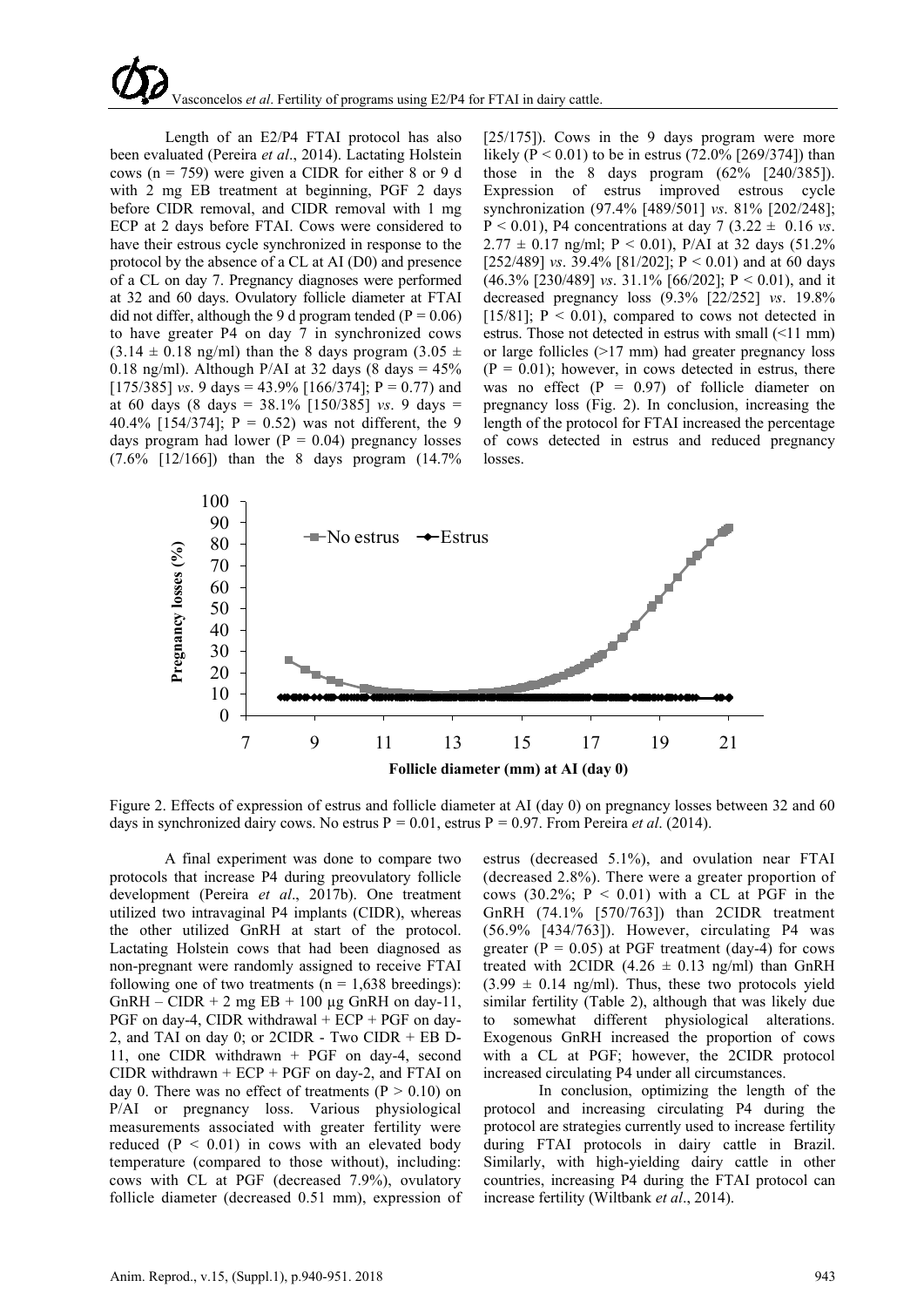Length of an E2/P4 FTAI protocol has also been evaluated (Pereira *et al*., 2014). Lactating Holstein cows (n = 759) were given a CIDR for either 8 or 9 d with 2 mg EB treatment at beginning, PGF 2 days before CIDR removal, and CIDR removal with 1 mg ECP at 2 days before FTAI. Cows were considered to have their estrous cycle synchronized in response to the protocol by the absence of a CL at AI (D0) and presence of a CL on day 7. Pregnancy diagnoses were performed at 32 and 60 days. Ovulatory follicle diameter at FTAI did not differ, although the 9 d program tended ($P = 0.06$) to have greater P4 on day 7 in synchronized cows ($3.14 \pm 0.18$ ng/ml) than the 8 days program ($3.05 \pm 0.18$ ng/ml). Although P/AI at 32 days (8 days = 45% [175/385] *vs*. 9 days = 43.9% [166/374]; $P = 0.77$) and at 60 days (8 days = 38.1% [150/385] *vs*. 9 days = 40.4% [154/374]; $P = 0.52$) was not different, the 9 days program had lower ($P = 0.04$) pregnancy losses (7.6% [12/166]) than the 8 days program (14.7% [25/175]). Cows in the 9 days program were more likely ($P < 0.01$) to be in estrus (72.0% [269/374]) than those in the 8 days program (62% [240/385]). Expression of estrus improved estrous cycle synchronization (97.4% [489/501] *vs*. 81% [202/248]; $P < 0.01$), P4 concentrations at day 7 ($3.22 \pm 0.16$ *vs*. $2.77 \pm 0.17$ ng/ml; $P < 0.01$), P/AI at 32 days (51.2% [252/489] *vs*. 39.4% [81/202]; $P < 0.01$) and at 60 days (46.3% [230/489] *vs*. 31.1% [66/202]; $P < 0.01$), and it decreased pregnancy loss (9.3% [22/252] *vs*. 19.8% [15/81]; $P < 0.01$), compared to cows not detected in estrus. Those not detected in estrus with small (<11 mm) or large follicles (>17 mm) had greater pregnancy loss ($P = 0.01$); however, in cows detected in estrus, there was no effect ($P = 0.97$) of follicle diameter on pregnancy loss (Fig. 2). In conclusion, increasing the length of the protocol for FTAI increased the percentage of cows detected in estrus and reduced pregnancy losses.

Figure 2. Effects of expression of estrus and follicle diameter at AI (day 0) on pregnancy losses between 32 and 60 days in synchronized dairy cows. No estrus $P = 0.01$, estrus $P = 0.97$. From Pereira *et al*. (2014).

A final experiment was done to compare two protocols that increase P4 during preovulatory follicle development (Pereira *et al*., 2017b). One treatment utilized two intravaginal P4 implants (CIDR), whereas the other utilized GnRH at start of the protocol. Lactating Holstein cows that had been diagnosed as non-pregnant were randomly assigned to receive FTAI following one of two treatments (n = 1,638 breedings): GnRH – CIDR + 2 mg EB + 100 µg GnRH on day-11, PGF on day-4, CIDR withdrawal + ECP + PGF on day-2, and TAI on day 0; or 2CIDR - Two CIDR + EB D-11, one CIDR withdrawn + PGF on day-4, second CIDR withdrawn + ECP + PGF on day-2, and FTAI on day 0. There was no effect of treatments ($P > 0.10$) on P/AI or pregnancy loss. Various physiological measurements associated with greater fertility were reduced ($P < 0.01$) in cows with an elevated body temperature (compared to those without), including: cows with CL at PGF (decreased 7.9%), ovulatory follicle diameter (decreased 0.51 mm), expression of estrus (decreased 5.1%), and ovulation near FTAI (decreased 2.8%). There were a greater proportion of cows (30.2%; $P < 0.01$) with a CL at PGF in the GnRH (74.1% [570/763]) than 2CIDR treatment (56.9% [434/763]). However, circulating P4 was greater ($P = 0.05$) at PGF treatment (day-4) for cows treated with 2CIDR ($4.26 \pm 0.13$ ng/ml) than GnRH ($3.99 \pm 0.14$ ng/ml). Thus, these two protocols yield similar fertility (Table 2), although that was likely due to somewhat different physiological alterations. Exogenous GnRH increased the proportion of cows with a CL at PGF; however, the 2CIDR protocol increased circulating P4 under all circumstances.

In conclusion, optimizing the length of the protocol and increasing circulating P4 during the protocol are strategies currently used to increase fertility during FTAI protocols in dairy cattle in Brazil. Similarly, with high-yielding dairy cattle in other countries, increasing P4 during the FTAI protocol can increase fertility (Wiltbank *et al*., 2014).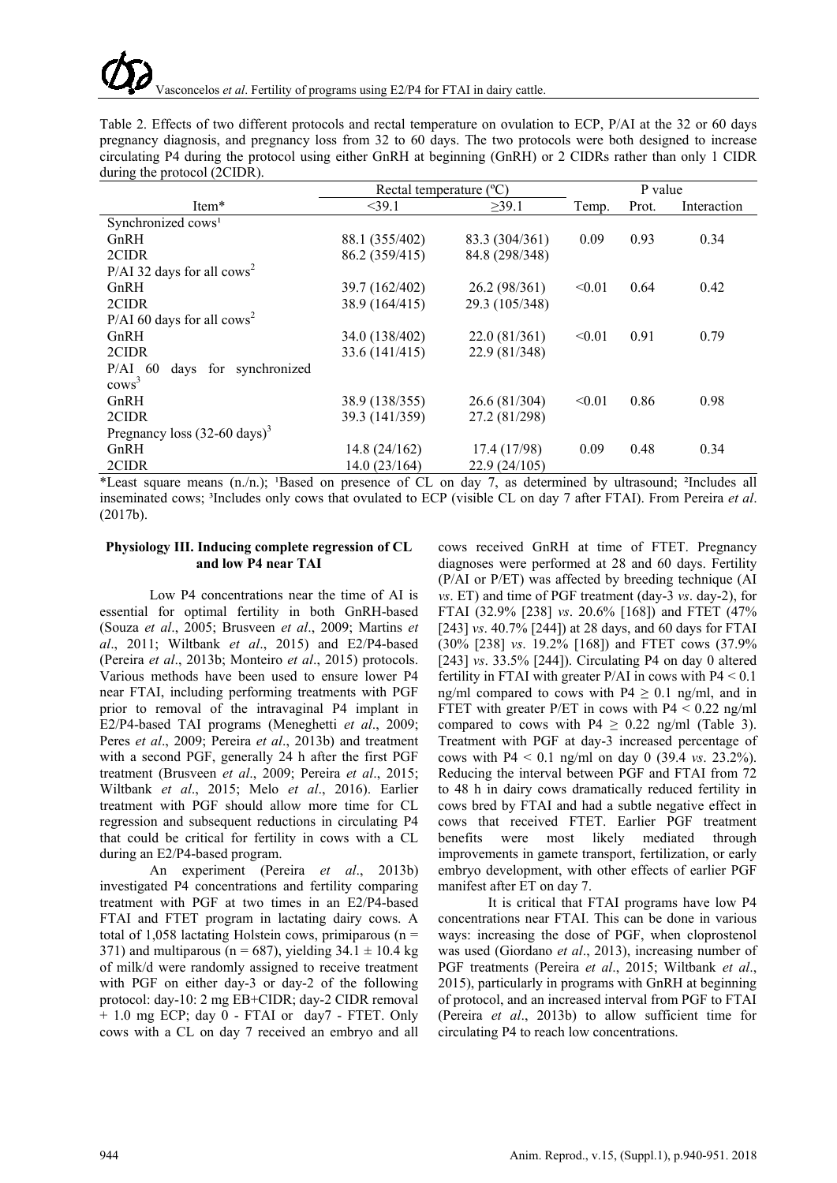Table 2. Effects of two different protocols and rectal temperature on ovulation to ECP, P/AI at the 32 or 60 days pregnancy diagnosis, and pregnancy loss from 32 to 60 days. The two protocols were both designed to increase circulating P4 during the protocol using either GnRH at beginning (GnRH) or 2 CIDRs rather than only 1 CIDR during the protocol (2CIDR).

| Item* | Rectal temperature (ºC) | | P value | | |
|---|---|---|---|---|---|
| | <39.1 | ≥39.1 | Temp. | Prot. | Interaction |
| Synchronized cows[1] | | | | | |
| GnRH | 88.1 (355/402) | 83.3 (304/361) | 0.09 | 0.93 | 0.34 |
| 2CIDR | 86.2 (359/415) | 84.8 (298/348) | | | |
| P/AI 32 days for all cows[2] | | | | | |
| GnRH | 39.7 (162/402) | 26.2 (98/361) | <0.01 | 0.64 | 0.42 |
| 2CIDR | 38.9 (164/415) | 29.3 (105/348) | | | |
| P/AI 60 days for all cows[2] | | | | | |
| GnRH | 34.0 (138/402) | 22.0 (81/361) | <0.01 | 0.91 | 0.79 |
| 2CIDR | 33.6 (141/415) | 22.9 (81/348) | | | |
| P/AI 60 days for synchronized cows[3] | | | | | |
| GnRH | 38.9 (138/355) | 26.6 (81/304) | <0.01 | 0.86 | 0.98 |
| 2CIDR | 39.3 (141/359) | 27.2 (81/298) | | | |
| Pregnancy loss (32-60 days)[3] | | | | | |
| GnRH | 14.8 (24/162) | 17.4 (17/98) | 0.09 | 0.48 | 0.34 |
| 2CIDR | 14.0 (23/164) | 22.9 (24/105) | | | |

*Least square means (n./n.); [1]Based on presence of CL on day 7, as determined by ultrasound; [2]Includes all inseminated cows; [3]Includes only cows that ovulated to ECP (visible CL on day 7 after FTAI). From Pereira *et al*. (2017b).

### Physiology III. Inducing complete regression of CL and low P4 near TAI

Low P4 concentrations near the time of AI is essential for optimal fertility in both GnRH-based (Souza *et al*., 2005; Brusveen *et al*., 2009; Martins *et al*., 2011; Wiltbank *et al*., 2015) and E2/P4-based (Pereira *et al*., 2013b; Monteiro *et al*., 2015) protocols. Various methods have been used to ensure lower P4 near FTAI, including performing treatments with PGF prior to removal of the intravaginal P4 implant in E2/P4-based TAI programs (Meneghetti *et al*., 2009; Peres *et al*., 2009; Pereira *et al*., 2013b) and treatment with a second PGF, generally 24 h after the first PGF treatment (Brusveen *et al*., 2009; Pereira *et al*., 2015; Wiltbank *et al*., 2015; Melo *et al*., 2016). Earlier treatment with PGF should allow more time for CL regression and subsequent reductions in circulating P4 that could be critical for fertility in cows with a CL during an E2/P4-based program.

An experiment (Pereira *et al*., 2013b) investigated P4 concentrations and fertility comparing treatment with PGF at two times in an E2/P4-based FTAI and FTET program in lactating dairy cows. A total of 1,058 lactating Holstein cows, primiparous (n = 371) and multiparous (n = 687), yielding 34.1 ± 10.4 kg of milk/d were randomly assigned to receive treatment with PGF on either day-3 or day-2 of the following protocol: day-10: 2 mg EB+CIDR; day-2 CIDR removal + 1.0 mg ECP; day 0 - FTAI or day7 - FTET. Only cows with a CL on day 7 received an embryo and all cows received GnRH at time of FTET. Pregnancy diagnoses were performed at 28 and 60 days. Fertility (P/AI or P/ET) was affected by breeding technique (AI *vs*. ET) and time of PGF treatment (day-3 *vs*. day-2), for FTAI (32.9% [238] *vs*. 20.6% [168]) and FTET (47% [243] *vs*. 40.7% [244]) at 28 days, and 60 days for FTAI (30% [238] *vs*. 19.2% [168]) and FTET cows (37.9% [243] *vs*. 33.5% [244]). Circulating P4 on day 0 altered fertility in FTAI with greater P/AI in cows with P4 < 0.1 ng/ml compared to cows with P4 ≥ 0.1 ng/ml, and in FTET with greater P/ET in cows with P4 < 0.22 ng/ml compared to cows with P4 ≥ 0.22 ng/ml (Table 3). Treatment with PGF at day-3 increased percentage of cows with P4 < 0.1 ng/ml on day 0 (39.4 *vs*. 23.2%). Reducing the interval between PGF and FTAI from 72 to 48 h in dairy cows dramatically reduced fertility in cows bred by FTAI and had a subtle negative effect in cows that received FTET. Earlier PGF treatment benefits were most likely mediated through improvements in gamete transport, fertilization, or early embryo development, with other effects of earlier PGF manifest after ET on day 7.

It is critical that FTAI programs have low P4 concentrations near FTAI. This can be done in various ways: increasing the dose of PGF, when cloprostenol was used (Giordano *et al*., 2013), increasing number of PGF treatments (Pereira *et al*., 2015; Wiltbank *et al*., 2015), particularly in programs with GnRH at beginning of protocol, and an increased interval from PGF to FTAI (Pereira *et al*., 2013b) to allow sufficient time for circulating P4 to reach low concentrations.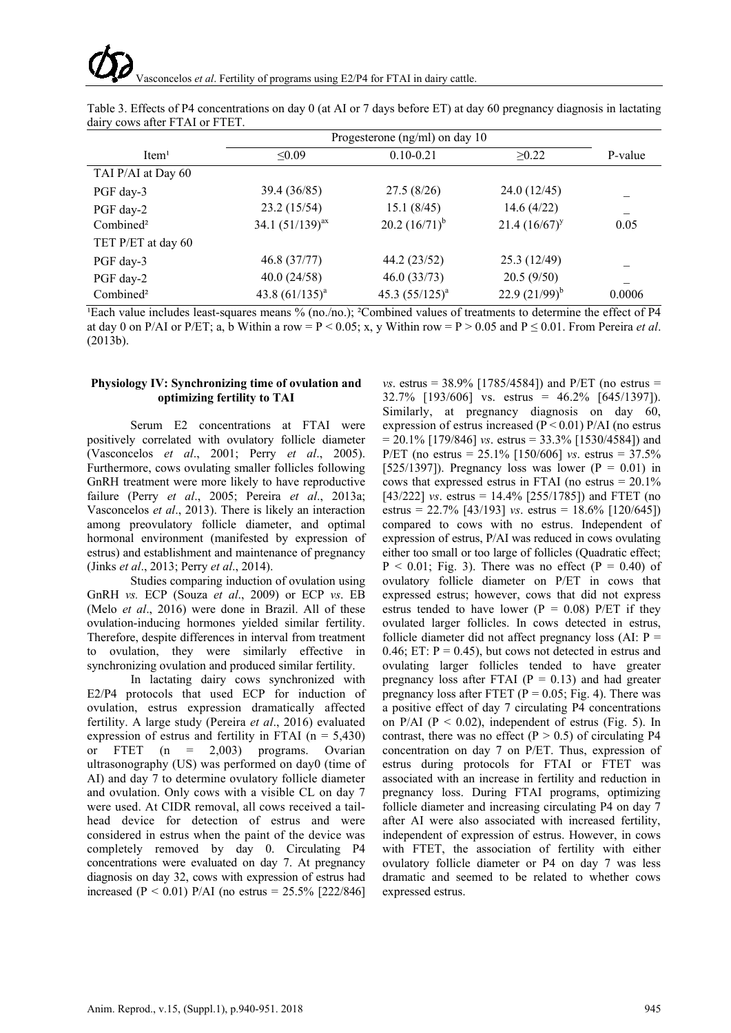Table 3. Effects of P4 concentrations on day 0 (at AI or 7 days before ET) at day 60 pregnancy diagnosis in lactating dairy cows after FTAI or FTET.

| Item[1] | Progesterone (ng/ml) on day 10 | | | P-value |
|---|---|---|---|---|
| | ≤0.09 | 0.10-0.21 | ≥0.22 | |
| TAI P/AI at Day 60 | | | | |
| PGF day-3 | 39.4 (36/85) | 27.5 (8/26) | 24.0 (12/45) | _ |
| PGF day-2 | 23.2 (15/54) | 15.1 (8/45) | 14.6 (4/22) | _ |
| Combined[2] | 34.1 (51/139)[ax] | 20.2 (16/71)[b] | 21.4 (16/67)[y] | 0.05 |
| TET P/ET at day 60 | | | | |
| PGF day-3 | 46.8 (37/77) | 44.2 (23/52) | 25.3 (12/49) | _ |
| PGF day-2 | 40.0 (24/58) | 46.0 (33/73) | 20.5 (9/50) | _ |
| Combined[2] | 43.8 (61/135)[a] | 45.3 (55/125)[a] | 22.9 (21/99)[b] | 0.0006 |

[1]Each value includes least-squares means % (no./no.); [2]Combined values of treatments to determine the effect of P4 at day 0 on P/AI or P/ET; a, b Within a row = $P < 0.05$; x, y Within row = $P > 0.05$ and $P \leq 0.01$. From Pereira *et al*. (2013b).

### Physiology IV: Synchronizing time of ovulation and optimizing fertility to TAI

Serum E2 concentrations at FTAI were positively correlated with ovulatory follicle diameter (Vasconcelos *et al*., 2001; Perry *et al*., 2005). Furthermore, cows ovulating smaller follicles following GnRH treatment were more likely to have reproductive failure (Perry *et al*., 2005; Pereira *et al*., 2013a; Vasconcelos *et al*., 2013). There is likely an interaction among preovulatory follicle diameter, and optimal hormonal environment (manifested by expression of estrus) and establishment and maintenance of pregnancy (Jinks *et al*., 2013; Perry *et al*., 2014).

Studies comparing induction of ovulation using GnRH *vs.* ECP (Souza *et al*., 2009) or ECP *vs*. EB (Melo *et al*., 2016) were done in Brazil. All of these ovulation-inducing hormones yielded similar fertility. Therefore, despite differences in interval from treatment to ovulation, they were similarly effective in synchronizing ovulation and produced similar fertility.

In lactating dairy cows synchronized with E2/P4 protocols that used ECP for induction of ovulation, estrus expression dramatically affected fertility. A large study (Pereira *et al*., 2016) evaluated expression of estrus and fertility in FTAI (n = 5,430) or FTET (n = 2,003) programs. Ovarian ultrasonography (US) was performed on day0 (time of AI) and day 7 to determine ovulatory follicle diameter and ovulation. Only cows with a visible CL on day 7 were used. At CIDR removal, all cows received a tail-head device for detection of estrus and were considered in estrus when the paint of the device was completely removed by day 0. Circulating P4 concentrations were evaluated on day 7. At pregnancy diagnosis on day 32, cows with expression of estrus had increased ($P < 0.01$) P/AI (no estrus = 25.5% [222/846] *vs*. estrus = 38.9% [1785/4584]) and P/ET (no estrus = 32.7% [193/606] vs. estrus = 46.2% [645/1397]). Similarly, at pregnancy diagnosis on day 60, expression of estrus increased ($P < 0.01$) P/AI (no estrus = 20.1% [179/846] *vs*. estrus = 33.3% [1530/4584]) and P/ET (no estrus = 25.1% [150/606] *vs*. estrus = 37.5% [525/1397]). Pregnancy loss was lower ($P = 0.01$) in cows that expressed estrus in FTAI (no estrus = 20.1% [43/222] *vs*. estrus = 14.4% [255/1785]) and FTET (no estrus = 22.7% [43/193] *vs*. estrus = 18.6% [120/645]) compared to cows with no estrus. Independent of expression of estrus, P/AI was reduced in cows ovulating either too small or too large of follicles (Quadratic effect; $P < 0.01$; Fig. 3). There was no effect ($P = 0.40$) of ovulatory follicle diameter on P/ET in cows that expressed estrus; however, cows that did not express estrus tended to have lower ($P = 0.08$) P/ET if they ovulated larger follicles. In cows detected in estrus, follicle diameter did not affect pregnancy loss (AI: $P = 0.46$; ET: $P = 0.45$), but cows not detected in estrus and ovulating larger follicles tended to have greater pregnancy loss after FTAI ($P = 0.13$) and had greater pregnancy loss after FTET ($P = 0.05$; Fig. 4). There was a positive effect of day 7 circulating P4 concentrations on P/AI ($P < 0.02$), independent of estrus (Fig. 5). In contrast, there was no effect ($P > 0.5$) of circulating P4 concentration on day 7 on P/ET. Thus, expression of estrus during protocols for FTAI or FTET was associated with an increase in fertility and reduction in pregnancy loss. During FTAI programs, optimizing follicle diameter and increasing circulating P4 on day 7 after AI were also associated with increased fertility, independent of expression of estrus. However, in cows with FTET, the association of fertility with either ovulatory follicle diameter or P4 on day 7 was less dramatic and seemed to be related to whether cows expressed estrus.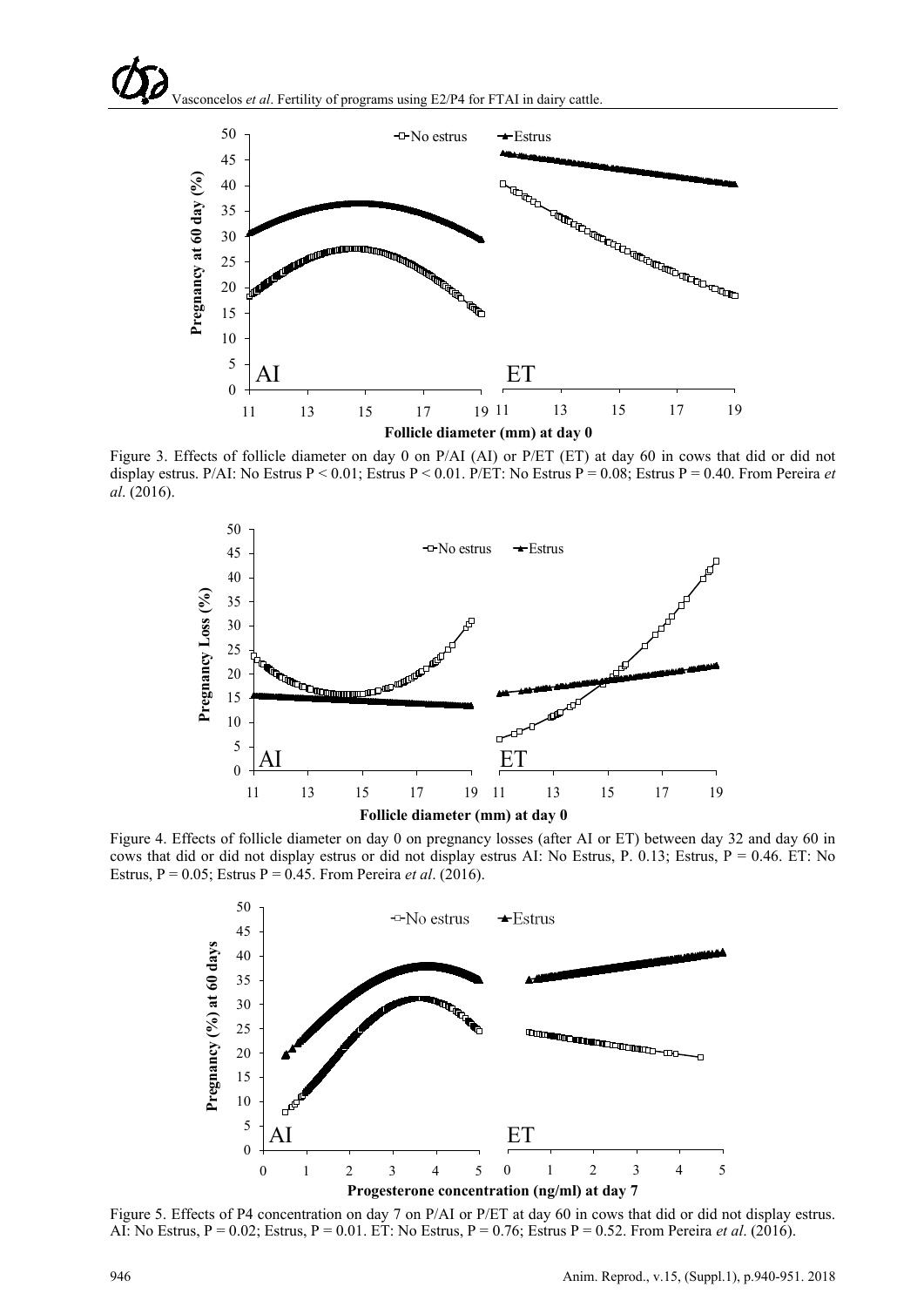Figure 3. Effects of follicle diameter on day 0 on P/AI (AI) or P/ET (ET) at day 60 in cows that did or did not display estrus. P/AI: No Estrus P < 0.01; Estrus P < 0.01. P/ET: No Estrus P = 0.08; Estrus P = 0.40. From Pereira *et al*. (2016).

Figure 4. Effects of follicle diameter on day 0 on pregnancy losses (after AI or ET) between day 32 and day 60 in cows that did or did not display estrus or did not display estrus AI: No Estrus, P. 0.13; Estrus, P = 0.46. ET: No Estrus, P = 0.05; Estrus P = 0.45. From Pereira *et al*. (2016).

Figure 5. Effects of P4 concentration on day 7 on P/AI or P/ET at day 60 in cows that did or did not display estrus. AI: No Estrus, P = 0.02; Estrus, P = 0.01. ET: No Estrus, P = 0.76; Estrus P = 0.52. From Pereira *et al*. (2016).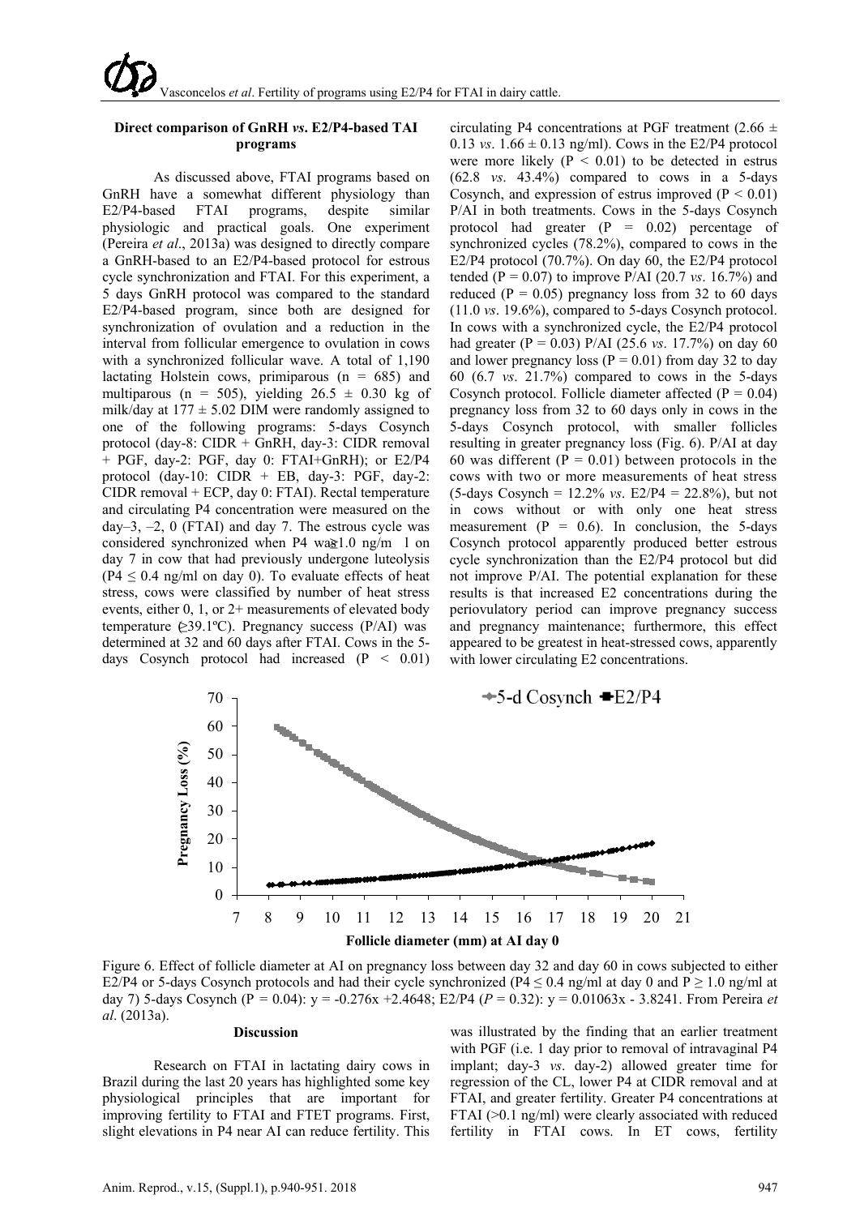### Direct comparison of GnRH *vs*. E2/P4-based TAI programs

As discussed above, FTAI programs based on GnRH have a somewhat different physiology than E2/P4-based FTAI programs, despite similar physiologic and practical goals. One experiment (Pereira *et al*., 2013a) was designed to directly compare a GnRH-based to an E2/P4-based protocol for estrous cycle synchronization and FTAI. For this experiment, a 5 days GnRH protocol was compared to the standard E2/P4-based program, since both are designed for synchronization of ovulation and a reduction in the interval from follicular emergence to ovulation in cows with a synchronized follicular wave. A total of 1,190 lactating Holstein cows, primiparous (n = 685) and multiparous (n = 505), yielding 26.5 ± 0.30 kg of milk/day at 177 ± 5.02 DIM were randomly assigned to one of the following programs: 5-days Cosynch protocol (day-8: CIDR + GnRH, day-3: CIDR removal + PGF, day-2: PGF, day 0: FTAI+GnRH); or E2/P4 protocol (day-10: CIDR + EB, day-3: PGF, day-2: CIDR removal + ECP, day 0: FTAI). Rectal temperature and circulating P4 concentration were measured on the day–3, –2, 0 (FTAI) and day 7. The estrous cycle was considered synchronized when P4 was ≥1.0 ng/ml on day 7 in cow that had previously undergone luteolysis (P4 ≤ 0.4 ng/ml on day 0). To evaluate effects of heat stress, cows were classified by number of heat stress events, either 0, 1, or 2+ measurements of elevated body temperature (≥39.1ºC). Pregnancy success (P/AI) was determined at 32 and 60 days after FTAI. Cows in the 5-days Cosynch protocol had increased (P < 0.01) circulating P4 concentrations at PGF treatment (2.66 ± 0.13 *vs*. 1.66 ± 0.13 ng/ml). Cows in the E2/P4 protocol were more likely (P < 0.01) to be detected in estrus (62.8 *vs*. 43.4%) compared to cows in a 5-days Cosynch protocol, and expression of estrus improved (P < 0.01) P/AI in both treatments. Cows in the 5-days Cosynch protocol had greater (P = 0.02) percentage of synchronized cycles (78.2%), compared to cows in the E2/P4 protocol (70.7%). On day 60, the E2/P4 protocol tended (P = 0.07) to improve P/AI (20.7 *vs*. 16.7%) and reduced (P = 0.05) pregnancy loss from 32 to 60 days (11.0 *vs*. 19.6%), compared to 5-days Cosynch protocol. In cows with a synchronized cycle, the E2/P4 protocol had greater (P = 0.03) P/AI (25.6 *vs*. 17.7%) on day 60 and lower pregnancy loss (P = 0.01) from day 32 to day 60 (6.7 *vs*. 21.7%) compared to cows in the 5-days Cosynch protocol. Follicle diameter affected (P = 0.04) pregnancy loss from 32 to 60 days only in cows in the 5-days Cosynch protocol, with smaller follicles resulting in greater pregnancy loss (Fig. 6). P/AI at day 60 was different (P = 0.01) between protocols in the cows with two or more measurements of heat stress (5-days Cosynch = 12.2% *vs*. E2/P4 = 22.8%), but not in cows without or with only one heat stress measurement (P = 0.6). In conclusion, the 5-days Cosynch protocol apparently produced better estrous cycle synchronization than the E2/P4 protocol but did not improve P/AI. The potential explanation for these results is that increased E2 concentrations during the periovulatory period can improve pregnancy success and pregnancy maintenance; furthermore, this effect appeared to be greatest in heat-stressed cows, apparently with lower circulating E2 concentrations.

Figure 6. Effect of follicle diameter at AI on pregnancy loss between day 32 and day 60 in cows subjected to either E2/P4 or 5-days Cosynch protocols and had their cycle synchronized (P4 ≤ 0.4 ng/ml at day 0 and P ≥ 1.0 ng/ml at day 7) 5-days Cosynch (P = 0.04): y = -0.276x +2.4648; E2/P4 (*P* = 0.32): y = 0.01063x - 3.8241. From Pereira *et al*. (2013a).

### Discussion

Research on FTAI in lactating dairy cows in Brazil during the last 20 years has highlighted some key physiological principles that are important for improving fertility to FTAI and FTET programs. First, slight elevations in P4 near AI can reduce fertility. This was illustrated by the finding that an earlier treatment with PGF (i.e. 1 day prior to removal of intravaginal P4 implant; day-3 *vs*. day-2) allowed greater time for regression of the CL, lower P4 at CIDR removal and at FTAI, and greater fertility. Greater P4 concentrations at FTAI (>0.1 ng/ml) were clearly associated with reduced fertility in FTAI cows. In ET cows, fertility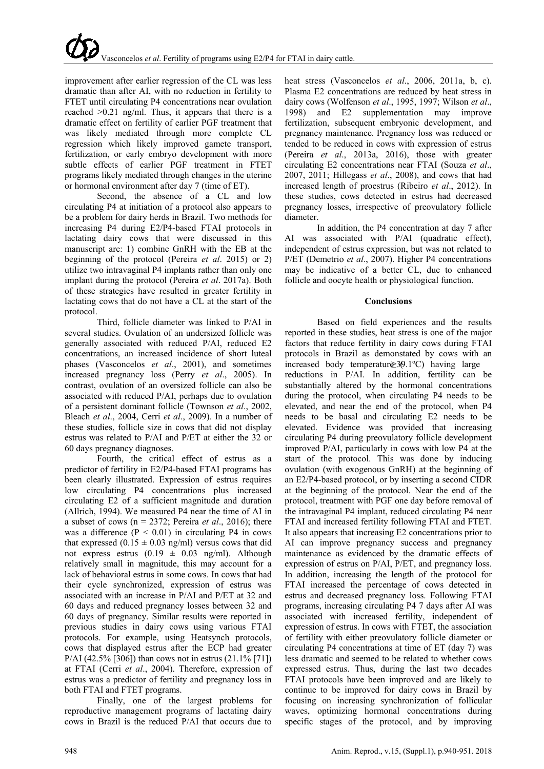improvement after earlier regression of the CL was less dramatic than after AI, with no reduction in fertility to FTET until circulating P4 concentrations near ovulation reached >0.21 ng/ml. Thus, it appears that there is a dramatic effect on fertility of earlier PGF treatment that was likely mediated through more complete CL regression which likely improved gamete transport, fertilization, or early embryo development with more subtle effects of earlier PGF treatment in FTET programs likely mediated through changes in the uterine or hormonal environment after day 7 (time of ET).

Second, the absence of a CL and low circulating P4 at initiation of a protocol also appears to be a problem for dairy herds in Brazil. Two methods for increasing P4 during E2/P4-based FTAI protocols in lactating dairy cows that were discussed in this manuscript are: 1) combine GnRH with the EB at the beginning of the protocol (Pereira *et al*. 2015) or 2) utilize two intravaginal P4 implants rather than only one implant during the protocol (Pereira *et al*. 2017a). Both of these strategies have resulted in greater fertility in lactating cows that do not have a CL at the start of the protocol.

Third, follicle diameter was linked to P/AI in several studies. Ovulation of an undersized follicle was generally associated with reduced P/AI, reduced E2 concentrations, an increased incidence of short luteal phases (Vasconcelos *et al*., 2001), and sometimes increased pregnancy loss (Perry *et al*., 2005). In contrast, ovulation of an oversized follicle can also be associated with reduced P/AI, perhaps due to ovulation of a persistent dominant follicle (Townson *et al*., 2002, Bleach *et al*., 2004, Cerri *et al*., 2009). In a number of these studies, follicle size in cows that did not display estrus was related to P/AI and P/ET at either the 32 or 60 days pregnancy diagnoses.

Fourth, the critical effect of estrus as a predictor of fertility in E2/P4-based FTAI programs has been clearly illustrated. Expression of estrus requires low circulating P4 concentrations plus increased circulating E2 of a sufficient magnitude and duration (Allrich, 1994). We measured P4 near the time of AI in a subset of cows (n = 2372; Pereira *et al*., 2016); there was a difference ($P < 0.01$) in circulating P4 in cows that expressed ($0.15 \pm 0.03$ ng/ml) versus cows that did not express estrus ($0.19 \pm 0.03$ ng/ml). Although relatively small in magnitude, this may account for a lack of behavioral estrus in some cows. In cows that had their cycle synchronized, expression of estrus was associated with an increase in P/AI and P/ET at 32 and 60 days and reduced pregnancy losses between 32 and 60 days of pregnancy. Similar results were reported in previous studies in dairy cows using various FTAI protocols. For example, using Heatsynch protocols, cows that displayed estrus after the ECP had greater P/AI (42.5% [306]) than cows not in estrus (21.1% [71]) at FTAI (Cerri *et al*., 2004). Therefore, expression of estrus was a predictor of fertility and pregnancy loss in both FTAI and FTET programs.

Finally, one of the largest problems for reproductive management programs of lactating dairy cows in Brazil is the reduced P/AI that occurs due to heat stress (Vasconcelos *et al*., 2006, 2011a, b, c). Plasma E2 concentrations are reduced by heat stress in dairy cows (Wolfenson *et al*., 1995, 1997; Wilson *et al*., 1998) and E2 supplementation may improve fertilization, subsequent embryonic development, and pregnancy maintenance. Pregnancy loss was reduced or tended to be reduced in cows with expression of estrus (Pereira *et al*., 2013a, 2016), those with greater circulating E2 concentrations near FTAI (Souza *et al*., 2007, 2011; Hillegass *et al*., 2008), and cows that had increased length of proestrus (Ribeiro *et al*., 2012). In these studies, cows detected in estrus had decreased pregnancy losses, irrespective of preovulatory follicle diameter.

In addition, the P4 concentration at day 7 after AI was associated with P/AI (quadratic effect), independent of estrus expression, but was not related to P/ET (Demetrio *et al*., 2007). Higher P4 concentrations may be indicative of a better CL, due to enhanced follicle and oocyte health or physiological function.

## Conclusions

Based on field experiences and the results reported in these studies, heat stress is one of the major factors that reduce fertility in dairy cows during FTAI protocols in Brazil as demonstated by cows with an increased body temperature (≥39.1ºC) having large reductions in P/AI. In addition, fertility can be substantially altered by the hormonal concentrations during the protocol, when circulating P4 needs to be elevated, and near the end of the protocol, when P4 needs to be basal and circulating E2 needs to be elevated. Evidence was provided that increasing circulating P4 during preovulatory follicle development improved P/AI, particularly in cows with low P4 at the start of the protocol. This was done by inducing ovulation (with exogenous GnRH) at the beginning of an E2/P4-based protocol, or by inserting a second CIDR at the beginning of the protocol. Near the end of the protocol, treatment with PGF one day before removal of the intravaginal P4 implant, reduced circulating P4 near FTAI and increased fertility following FTAI and FTET. It also appears that increasing E2 concentrations prior to AI can improve pregnancy success and pregnancy maintenance as evidenced by the dramatic effects of expression of estrus on P/AI, P/ET, and pregnancy loss. In addition, increasing the length of the protocol for FTAI increased the percentage of cows detected in estrus and decreased pregnancy loss. Following FTAI programs, increasing circulating P4 7 days after AI was associated with increased fertility, independent of expression of estrus. In cows with FTET, the association of fertility with either preovulatory follicle diameter or circulating P4 concentrations at time of ET (day 7) was less dramatic and seemed to be related to whether cows expressed estrus. Thus, during the last two decades FTAI protocols have been improved and are likely to continue to be improved for dairy cows in Brazil by focusing on increasing synchronization of follicular waves, optimizing hormonal concentrations during specific stages of the protocol, and by improving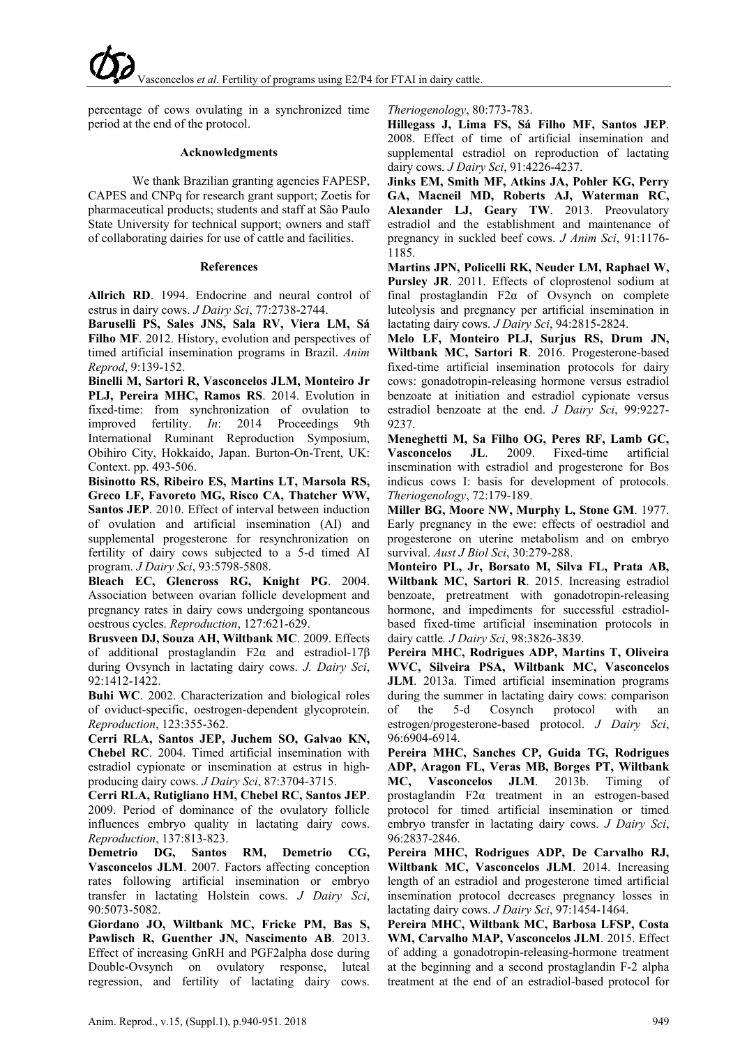percentage of cows ovulating in a synchronized time period at the end of the protocol.

### Acknowledgments

We thank Brazilian granting agencies FAPESP, CAPES and CNPq for research grant support; Zoetis for pharmaceutical products; students and staff at São Paulo State University for technical support; owners and staff of collaborating dairies for use of cattle and facilities.

### References

**Allrich RD**. 1994. Endocrine and neural control of estrus in dairy cows. *J Dairy Sci*, 77:2738-2744.

**Baruselli PS, Sales JNS, Sala RV, Viera LM, Sá Filho MF**. 2012. History, evolution and perspectives of timed artificial insemination programs in Brazil. *Anim Reprod*, 9:139-152.

**Binelli M, Sartori R, Vasconcelos JLM, Monteiro Jr PLJ, Pereira MHC, Ramos RS**. 2014. Evolution in fixed-time: from synchronization of ovulation to improved fertility. *In*: 2014 Proceedings 9th International Ruminant Reproduction Symposium, Obihiro City, Hokkaido, Japan. Burton-On-Trent, UK: Context. pp. 493-506.

**Bisinotto RS, Ribeiro ES, Martins LT, Marsola RS, Greco LF, Favoreto MG, Risco CA, Thatcher WW, Santos JEP**. 2010. Effect of interval between induction of ovulation and artificial insemination (AI) and supplemental progesterone for resynchronization on fertility of dairy cows subjected to a 5-d timed AI program. *J Dairy Sci*, 93:5798-5808.

**Bleach EC, Glencross RG, Knight PG**. 2004. Association between ovarian follicle development and pregnancy rates in dairy cows undergoing spontaneous oestrous cycles. *Reproduction*, 127:621-629.

**Brusveen DJ, Souza AH, Wiltbank MC**. 2009. Effects of additional prostaglandin F2α and estradiol-17β during Ovsynch in lactating dairy cows. *J. Dairy Sci*, 92:1412-1422.

**Buhi WC**. 2002. Characterization and biological roles of oviduct-specific, oestrogen-dependent glycoprotein. *Reproduction*, 123:355-362.

**Cerri RLA, Santos JEP, Juchem SO, Galvao KN, Chebel RC**. 2004. Timed artificial insemination with estradiol cypionate or insemination at estrus in high-producing dairy cows. *J Dairy Sci*, 87:3704-3715.

**Cerri RLA, Rutigliano HM, Chebel RC, Santos JEP**. 2009. Period of dominance of the ovulatory follicle influences embryo quality in lactating dairy cows. *Reproduction*, 137:813-823.

**Demetrio DG, Santos RM, Demetrio CG, Vasconcelos JLM**. 2007. Factors affecting conception rates following artificial insemination or embryo transfer in lactating Holstein cows. *J Dairy Sci*, 90:5073-5082.

**Giordano JO, Wiltbank MC, Fricke PM, Bas S, Pawlisch R, Guenther JN, Nascimento AB**. 2013. Effect of increasing GnRH and PGF2alpha dose during Double-Ovsynch on ovulatory response, luteal regression, and fertility of lactating dairy cows. *Theriogenology*, 80:773-783.

**Hillegass J, Lima FS, Sá Filho MF, Santos JEP**. 2008. Effect of time of artificial insemination and supplemental estradiol on reproduction of lactating dairy cows. *J Dairy Sci*, 91:4226-4237.

**Jinks EM, Smith MF, Atkins JA, Pohler KG, Perry GA, Macneil MD, Roberts AJ, Waterman RC, Alexander LJ, Geary TW**. 2013. Preovulatory estradiol and the establishment and maintenance of pregnancy in suckled beef cows. *J Anim Sci*, 91:1176-1185.

**Martins JPN, Policelli RK, Neuder LM, Raphael W, Pursley JR**. 2011. Effects of cloprostenol sodium at final prostaglandin F2α of Ovsynch on complete luteolysis and pregnancy per artificial insemination in lactating dairy cows. *J Dairy Sci*, 94:2815-2824.

**Melo LF, Monteiro PLJ, Surjus RS, Drum JN, Wiltbank MC, Sartori R**. 2016. Progesterone-based fixed-time artificial insemination protocols for dairy cows: gonadotropin-releasing hormone versus estradiol benzoate at initiation and estradiol cypionate versus estradiol benzoate at the end. *J Dairy Sci*, 99:9227-9237.

**Meneghetti M, Sa Filho OG, Peres RF, Lamb GC, Vasconcelos JL**. 2009. Fixed-time artificial insemination with estradiol and progesterone for Bos indicus cows I: basis for development of protocols. *Theriogenology*, 72:179-189.

**Miller BG, Moore NW, Murphy L, Stone GM**. 1977. Early pregnancy in the ewe: effects of oestradiol and progesterone on uterine metabolism and on embryo survival. *Aust J Biol Sci*, 30:279-288.

**Monteiro PL, Jr, Borsato M, Silva FL, Prata AB, Wiltbank MC, Sartori R**. 2015. Increasing estradiol benzoate, pretreatment with gonadotropin-releasing hormone, and impediments for successful estradiol-based fixed-time artificial insemination protocols in dairy cattle. *J Dairy Sci*, 98:3826-3839.

**Pereira MHC, Rodrigues ADP, Martins T, Oliveira WVC, Silveira PSA, Wiltbank MC, Vasconcelos JLM**. 2013a. Timed artificial insemination programs during the summer in lactating dairy cows: comparison of the 5-d Cosynch protocol with an estrogen/progesterone-based protocol. *J Dairy Sci*, 96:6904-6914.

**Pereira MHC, Sanches CP, Guida TG, Rodrigues ADP, Aragon FL, Veras MB, Borges PT, Wiltbank MC, Vasconcelos JLM**. 2013b. Timing of prostaglandin F2α treatment in an estrogen-based protocol for timed artificial insemination or timed embryo transfer in lactating dairy cows. *J Dairy Sci*, 96:2837-2846.

**Pereira MHC, Rodrigues ADP, De Carvalho RJ, Wiltbank MC, Vasconcelos JLM**. 2014. Increasing length of an estradiol and progesterone timed artificial insemination protocol decreases pregnancy losses in lactating dairy cows. *J Dairy Sci*, 97:1454-1464.

**Pereira MHC, Wiltbank MC, Barbosa LFSP, Costa WM, Carvalho MAP, Vasconcelos JLM**. 2015. Effect of adding a gonadotropin-releasing-hormone treatment at the beginning and a second prostaglandin F-2 alpha treatment at the end of an estradiol-based protocol for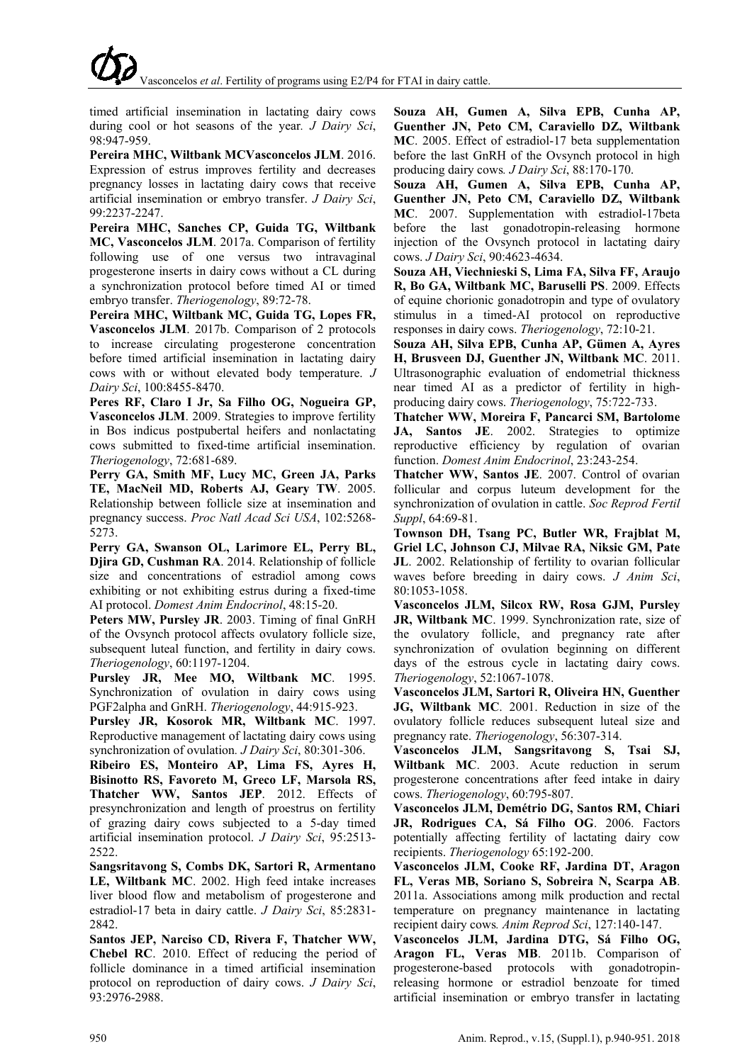timed artificial insemination in lactating dairy cows during cool or hot seasons of the year. *J Dairy Sci*, 98:947-959.

**Pereira MHC, Wiltbank MCVasconcelos JLM**. 2016. Expression of estrus improves fertility and decreases pregnancy losses in lactating dairy cows that receive artificial insemination or embryo transfer. *J Dairy Sci*, 99:2237-2247.

**Pereira MHC, Sanches CP, Guida TG, Wiltbank MC, Vasconcelos JLM**. 2017a. Comparison of fertility following use of one versus two intravaginal progesterone inserts in dairy cows without a CL during a synchronization protocol before timed AI or timed embryo transfer. *Theriogenology*, 89:72-78.

**Pereira MHC, Wiltbank MC, Guida TG, Lopes FR, Vasconcelos JLM**. 2017b. Comparison of 2 protocols to increase circulating progesterone concentration before timed artificial insemination in lactating dairy cows with or without elevated body temperature. *J Dairy Sci*, 100:8455-8470.

**Peres RF, Claro I Jr, Sa Filho OG, Nogueira GP, Vasconcelos JLM**. 2009. Strategies to improve fertility in Bos indicus postpubertal heifers and nonlactating cows submitted to fixed-time artificial insemination. *Theriogenology*, 72:681-689.

**Perry GA, Smith MF, Lucy MC, Green JA, Parks TE, MacNeil MD, Roberts AJ, Geary TW**. 2005. Relationship between follicle size at insemination and pregnancy success. *Proc Natl Acad Sci USA*, 102:5268-5273.

**Perry GA, Swanson OL, Larimore EL, Perry BL, Djira GD, Cushman RA**. 2014. Relationship of follicle size and concentrations of estradiol among cows exhibiting or not exhibiting estrus during a fixed-time AI protocol. *Domest Anim Endocrinol*, 48:15-20.

**Peters MW, Pursley JR**. 2003. Timing of final GnRH of the Ovsynch protocol affects ovulatory follicle size, subsequent luteal function, and fertility in dairy cows. *Theriogenology*, 60:1197-1204.

**Pursley JR, Mee MO, Wiltbank MC**. 1995. Synchronization of ovulation in dairy cows using PGF2alpha and GnRH. *Theriogenology*, 44:915-923.

**Pursley JR, Kosorok MR, Wiltbank MC**. 1997. Reproductive management of lactating dairy cows using synchronization of ovulation. *J Dairy Sci*, 80:301-306.

**Ribeiro ES, Monteiro AP, Lima FS, Ayres H, Bisinotto RS, Favoreto M, Greco LF, Marsola RS, Thatcher WW, Santos JEP**. 2012. Effects of presynchronization and length of proestrus on fertility of grazing dairy cows subjected to a 5-day timed artificial insemination protocol. *J Dairy Sci*, 95:2513-2522.

**Sangsritavong S, Combs DK, Sartori R, Armentano LE, Wiltbank MC**. 2002. High feed intake increases liver blood flow and metabolism of progesterone and estradiol-17 beta in dairy cattle. *J Dairy Sci*, 85:2831-2842.

**Santos JEP, Narciso CD, Rivera F, Thatcher WW, Chebel RC**. 2010. Effect of reducing the period of follicle dominance in a timed artificial insemination protocol on reproduction of dairy cows. *J Dairy Sci*, 93:2976-2988.

**Souza AH, Gumen A, Silva EPB, Cunha AP, Guenther JN, Peto CM, Caraviello DZ, Wiltbank MC**. 2005. Effect of estradiol-17 beta supplementation before the last GnRH of the Ovsynch protocol in high producing dairy cows. *J Dairy Sci*, 88:170-170.

**Souza AH, Gumen A, Silva EPB, Cunha AP, Guenther JN, Peto CM, Caraviello DZ, Wiltbank MC**. 2007. Supplementation with estradiol-17beta before the last gonadotropin-releasing hormone injection of the Ovsynch protocol in lactating dairy cows. *J Dairy Sci*, 90:4623-4634.

**Souza AH, Viechnieski S, Lima FA, Silva FF, Araujo R, Bo GA, Wiltbank MC, Baruselli PS**. 2009. Effects of equine chorionic gonadotropin and type of ovulatory stimulus in a timed-AI protocol on reproductive responses in dairy cows. *Theriogenology*, 72:10-21.

**Souza AH, Silva EPB, Cunha AP, Gümen A, Ayres H, Brusveen DJ, Guenther JN, Wiltbank MC**. 2011. Ultrasonographic evaluation of endometrial thickness near timed AI as a predictor of fertility in high-producing dairy cows. *Theriogenology*, 75:722-733.

**Thatcher WW, Moreira F, Pancarci SM, Bartolome JA, Santos JE**. 2002. Strategies to optimize reproductive efficiency by regulation of ovarian function. *Domest Anim Endocrinol*, 23:243-254.

**Thatcher WW, Santos JE**. 2007. Control of ovarian follicular and corpus luteum development for the synchronization of ovulation in cattle. *Soc Reprod Fertil Suppl*, 64:69-81.

**Townson DH, Tsang PC, Butler WR, Frajblat M, Griel LC, Johnson CJ, Milvae RA, Niksic GM, Pate JL**. 2002. Relationship of fertility to ovarian follicular waves before breeding in dairy cows. *J Anim Sci*, 80:1053-1058.

**Vasconcelos JLM, Silcox RW, Rosa GJM, Pursley JR, Wiltbank MC**. 1999. Synchronization rate, size of the ovulatory follicle, and pregnancy rate after synchronization of ovulation beginning on different days of the estrous cycle in lactating dairy cows. *Theriogenology*, 52:1067-1078.

**Vasconcelos JLM, Sartori R, Oliveira HN, Guenther JG, Wiltbank MC**. 2001. Reduction in size of the ovulatory follicle reduces subsequent luteal size and pregnancy rate. *Theriogenology*, 56:307-314.

**Vasconcelos JLM, Sangsritavong S, Tsai SJ, Wiltbank MC**. 2003. Acute reduction in serum progesterone concentrations after feed intake in dairy cows. *Theriogenology*, 60:795-807.

**Vasconcelos JLM, Demétrio DG, Santos RM, Chiari JR, Rodrigues CA, Sá Filho OG**. 2006. Factors potentially affecting fertility of lactating dairy cow recipients. *Theriogenology* 65:192-200.

**Vasconcelos JLM, Cooke RF, Jardina DT, Aragon FL, Veras MB, Soriano S, Sobreira N, Scarpa AB**. 2011a. Associations among milk production and rectal temperature on pregnancy maintenance in lactating recipient dairy cows. *Anim Reprod Sci*, 127:140-147.

**Vasconcelos JLM, Jardina DTG, Sá Filho OG, Aragon FL, Veras MB**. 2011b. Comparison of progesterone-based protocols with gonadotropin-releasing hormone or estradiol benzoate for timed artificial insemination or embryo transfer in lactating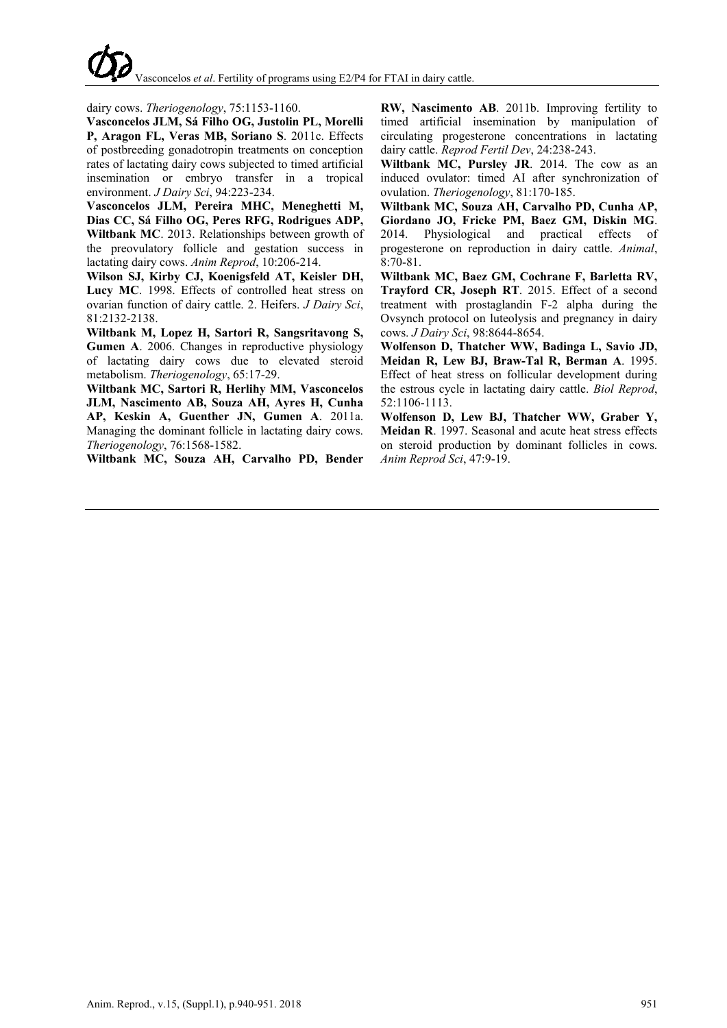dairy cows. *Theriogenology*, 75:1153-1160.

**Vasconcelos JLM, Sá Filho OG, Justolin PL, Morelli P, Aragon FL, Veras MB, Soriano S**. 2011c. Effects of postbreeding gonadotropin treatments on conception rates of lactating dairy cows subjected to timed artificial insemination or embryo transfer in a tropical environment. *J Dairy Sci*, 94:223-234.

**Vasconcelos JLM, Pereira MHC, Meneghetti M, Dias CC, Sá Filho OG, Peres RFG, Rodrigues ADP, Wiltbank MC**. 2013. Relationships between growth of the preovulatory follicle and gestation success in lactating dairy cows. *Anim Reprod*, 10:206-214.

**Wilson SJ, Kirby CJ, Koenigsfeld AT, Keisler DH, Lucy MC**. 1998. Effects of controlled heat stress on ovarian function of dairy cattle. 2. Heifers. *J Dairy Sci*, 81:2132-2138.

**Wiltbank M, Lopez H, Sartori R, Sangsritavong S, Gumen A**. 2006. Changes in reproductive physiology of lactating dairy cows due to elevated steroid metabolism. *Theriogenology*, 65:17-29.

**Wiltbank MC, Sartori R, Herlihy MM, Vasconcelos JLM, Nascimento AB, Souza AH, Ayres H, Cunha AP, Keskin A, Guenther JN, Gumen A**. 2011a. Managing the dominant follicle in lactating dairy cows. *Theriogenology*, 76:1568-1582.

**Wiltbank MC, Souza AH, Carvalho PD, Bender RW, Nascimento AB**. 2011b. Improving fertility to timed artificial insemination by manipulation of circulating progesterone concentrations in lactating dairy cattle. *Reprod Fertil Dev*, 24:238-243.

**Wiltbank MC, Pursley JR**. 2014. The cow as an induced ovulator: timed AI after synchronization of ovulation. *Theriogenology*, 81:170-185.

**Wiltbank MC, Souza AH, Carvalho PD, Cunha AP, Giordano JO, Fricke PM, Baez GM, Diskin MG**. 2014. Physiological and practical effects of progesterone on reproduction in dairy cattle. *Animal*, 8:70-81.

**Wiltbank MC, Baez GM, Cochrane F, Barletta RV, Trayford CR, Joseph RT**. 2015. Effect of a second treatment with prostaglandin F-2 alpha during the Ovsynch protocol on luteolysis and pregnancy in dairy cows. *J Dairy Sci*, 98:8644-8654.

**Wolfenson D, Thatcher WW, Badinga L, Savio JD, Meidan R, Lew BJ, Braw-Tal R, Berman A**. 1995. Effect of heat stress on follicular development during the estrous cycle in lactating dairy cattle. *Biol Reprod*, 52:1106-1113.

**Wolfenson D, Lew BJ, Thatcher WW, Graber Y, Meidan R**. 1997. Seasonal and acute heat stress effects on steroid production by dominant follicles in cows. *Anim Reprod Sci*, 47:9-19.